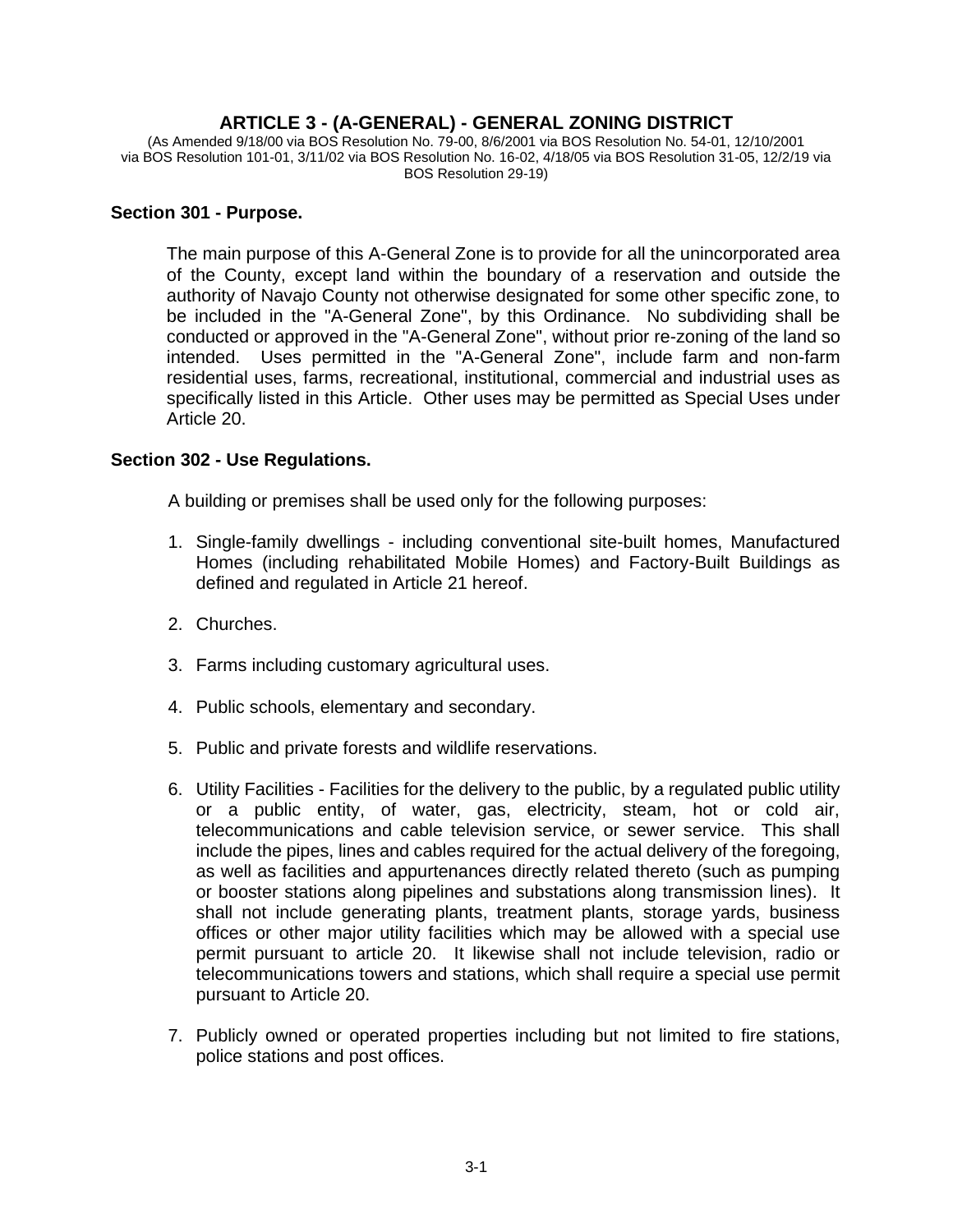# ARTICLE 3 - (A-GENERAL) - GENERAL ZONING DISTRICT

(As Amended 9/18/00 via BOS Resolution No. 79-00, 8/6/2001 via BOS Resolution No. 54-01, 12/10/2001 via BOS Resolution 101-01, 3/11/02 via BOS Resolution No. 16-02, 4/18/05 via BOS Resolution 31-05, 12/2/19 via BOS Resolution 29-19)

## Section 301 - Purpose.

The main purpose of this A-General Zone is to provide for all the unincorporated area of the County, except land within the boundary of a reservation and outside the authority of Navajo County not otherwise designated for some other specific zone, to be included in the "A-General Zone", by this Ordinance. No subdividing shall be conducted or approved in the "A-General Zone", without prior re-zoning of the land so intended. Uses permitted in the "A-General Zone", include farm and non-farm residential uses, farms, recreational, institutional, commercial and industrial uses as specifically listed in this Article. Other uses may be permitted as Special Uses under Article 20.

## Section 302 - Use Regulations.

A building or premises shall be used only for the following purposes:

1. Single-family dwellings - including conventional site-built homes, Manufactured Homes (including rehabilitated Mobile Homes) and Factory-Built Buildings as defined and regulated in Article 21 hereof.

2. Churches.

3. Farms including customary agricultural uses.

4. Public schools, elementary and secondary.

5. Public and private forests and wildlife reservations.

6. Utility Facilities - Facilities for the delivery to the public, by a regulated public utility or a public entity, of water, gas, electricity, steam, hot or cold air, telecommunications and cable television service, or sewer service. This shall include the pipes, lines and cables required for the actual delivery of the foregoing, as well as facilities and appurtenances directly related thereto (such as pumping or booster stations along pipelines and substations along transmission lines). It shall not include generating plants, treatment plants, storage yards, business offices or other major utility facilities which may be allowed with a special use permit pursuant to article 20. It likewise shall not include television, radio or telecommunications towers and stations, which shall require a special use permit pursuant to Article 20.

7. Publicly owned or operated properties including but not limited to fire stations, police stations and post offices.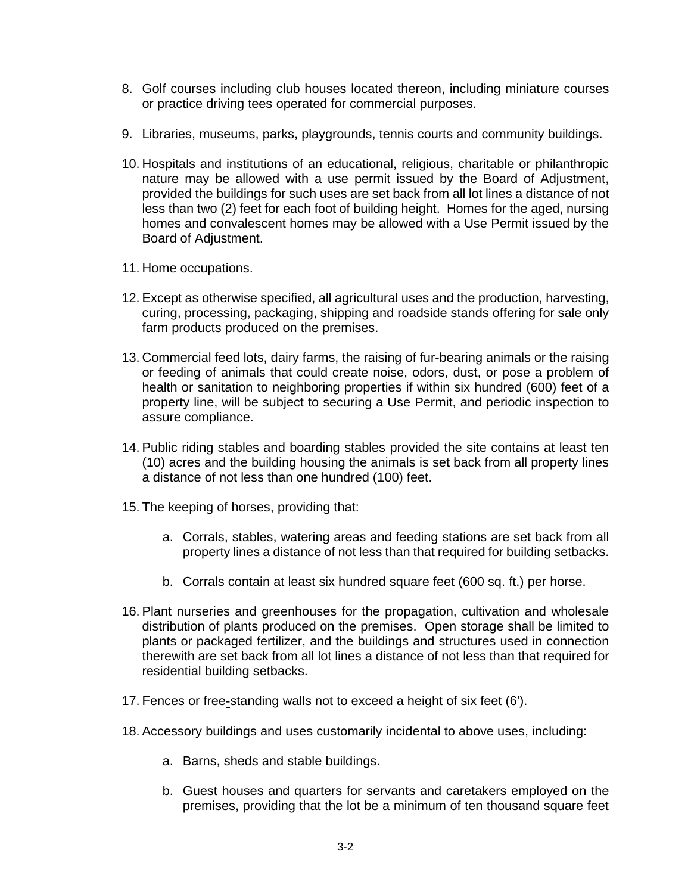8. Golf courses including club houses located thereon, including miniature courses or practice driving tees operated for commercial purposes.

9. Libraries, museums, parks, playgrounds, tennis courts and community buildings.

10. Hospitals and institutions of an educational, religious, charitable or philanthropic nature may be allowed with a use permit issued by the Board of Adjustment, provided the buildings for such uses are set back from all lot lines a distance of not less than two (2) feet for each foot of building height. Homes for the aged, nursing homes and convalescent homes may be allowed with a Use Permit issued by the Board of Adjustment.

11. Home occupations.

12. Except as otherwise specified, all agricultural uses and the production, harvesting, curing, processing, packaging, shipping and roadside stands offering for sale only farm products produced on the premises.

13. Commercial feed lots, dairy farms, the raising of fur-bearing animals or the raising or feeding of animals that could create noise, odors, dust, or pose a problem of health or sanitation to neighboring properties if within six hundred (600) feet of a property line, will be subject to securing a Use Permit, and periodic inspection to assure compliance.

14. Public riding stables and boarding stables provided the site contains at least ten (10) acres and the building housing the animals is set back from all property lines a distance of not less than one hundred (100) feet.

15. The keeping of horses, providing that:

    a. Corrals, stables, watering areas and feeding stations are set back from all property lines a distance of not less than that required for building setbacks.

    b. Corrals contain at least six hundred square feet (600 sq. ft.) per horse.

16. Plant nurseries and greenhouses for the propagation, cultivation and wholesale distribution of plants produced on the premises. Open storage shall be limited to plants or packaged fertilizer, and the buildings and structures used in connection therewith are set back from all lot lines a distance of not less than that required for residential building setbacks.

17. Fences or free-standing walls not to exceed a height of six feet (6').

18. Accessory buildings and uses customarily incidental to above uses, including:

    a. Barns, sheds and stable buildings.

    b. Guest houses and quarters for servants and caretakers employed on the premises, providing that the lot be a minimum of ten thousand square feet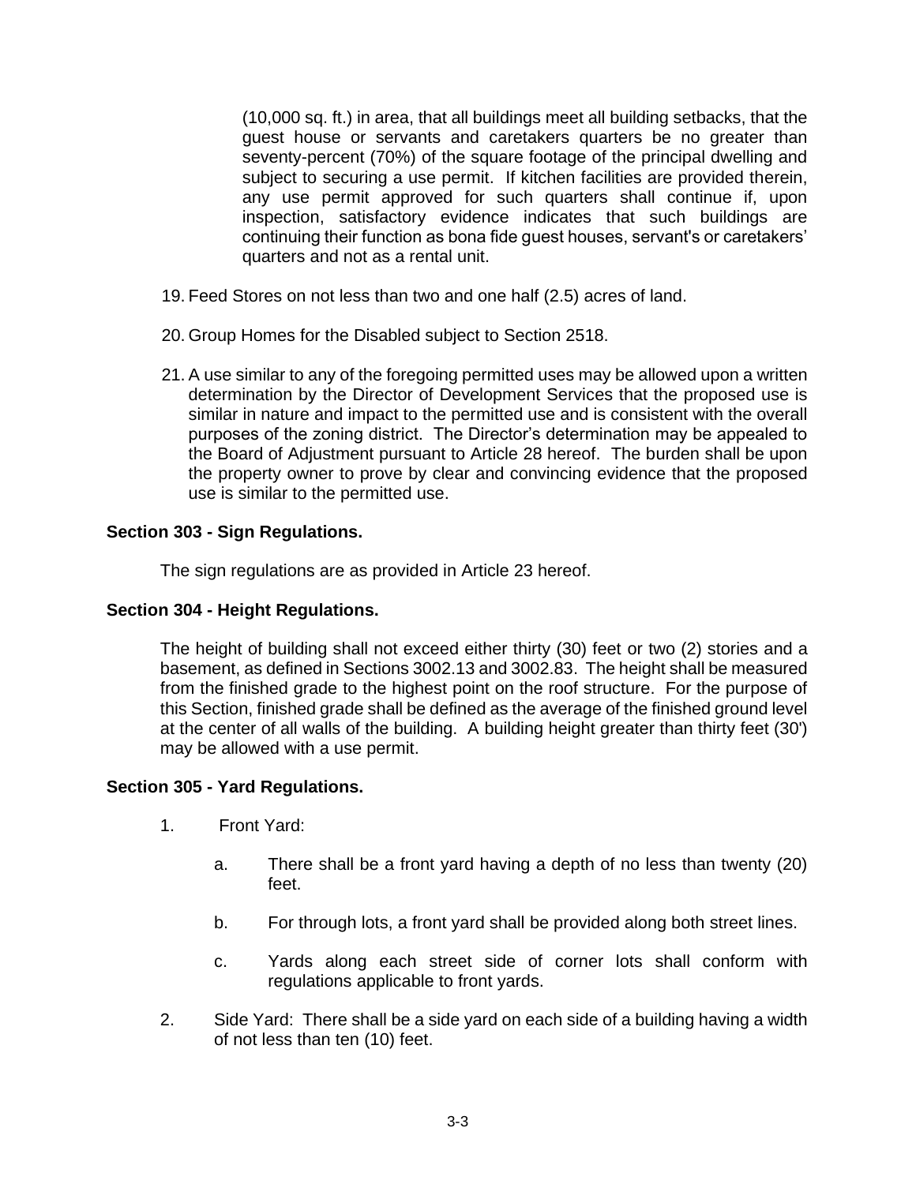(10,000 sq. ft.) in area, that all buildings meet all building setbacks, that the guest house or servants and caretakers quarters be no greater than seventy-percent (70%) of the square footage of the principal dwelling and subject to securing a use permit. If kitchen facilities are provided therein, any use permit approved for such quarters shall continue if, upon inspection, satisfactory evidence indicates that such buildings are continuing their function as bona fide guest houses, servant's or caretakers' quarters and not as a rental unit.

19. Feed Stores on not less than two and one half (2.5) acres of land.

20. Group Homes for the Disabled subject to Section 2518.

21. A use similar to any of the foregoing permitted uses may be allowed upon a written determination by the Director of Development Services that the proposed use is similar in nature and impact to the permitted use and is consistent with the overall purposes of the zoning district. The Director's determination may be appealed to the Board of Adjustment pursuant to Article 28 hereof. The burden shall be upon the property owner to prove by clear and convincing evidence that the proposed use is similar to the permitted use.

**Section 303 - Sign Regulations.**

The sign regulations are as provided in Article 23 hereof.

**Section 304 - Height Regulations.**

The height of building shall not exceed either thirty (30) feet or two (2) stories and a basement, as defined in Sections 3002.13 and 3002.83. The height shall be measured from the finished grade to the highest point on the roof structure. For the purpose of this Section, finished grade shall be defined as the average of the finished ground level at the center of all walls of the building. A building height greater than thirty feet (30') may be allowed with a use permit.

**Section 305 - Yard Regulations.**

1. Front Yard:

   a. There shall be a front yard having a depth of no less than twenty (20) feet.

   b. For through lots, a front yard shall be provided along both street lines.

   c. Yards along each street side of corner lots shall conform with regulations applicable to front yards.

2. Side Yard: There shall be a side yard on each side of a building having a width of not less than ten (10) feet.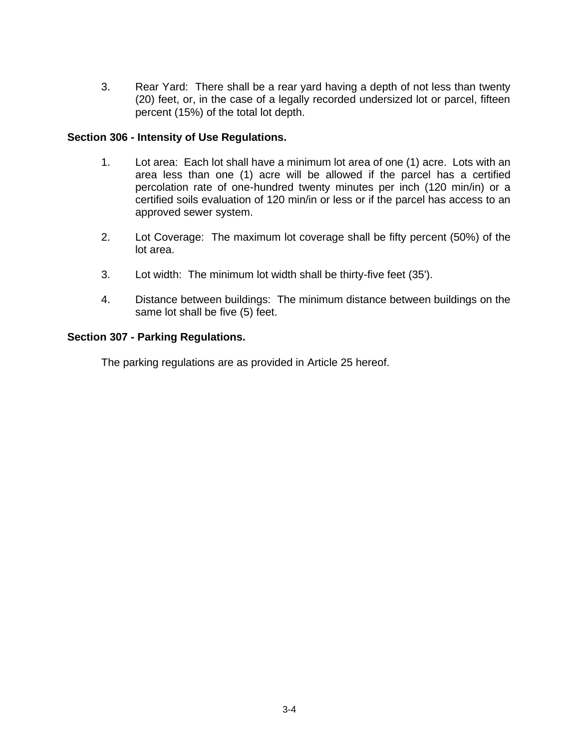3. Rear Yard: There shall be a rear yard having a depth of not less than twenty (20) feet, or, in the case of a legally recorded undersized lot or parcel, fifteen percent (15%) of the total lot depth.

**Section 306 - Intensity of Use Regulations.**

1. Lot area: Each lot shall have a minimum lot area of one (1) acre. Lots with an area less than one (1) acre will be allowed if the parcel has a certified percolation rate of one-hundred twenty minutes per inch (120 min/in) or a certified soils evaluation of 120 min/in or less or if the parcel has access to an approved sewer system.

2. Lot Coverage: The maximum lot coverage shall be fifty percent (50%) of the lot area.

3. Lot width: The minimum lot width shall be thirty-five feet (35').

4. Distance between buildings: The minimum distance between buildings on the same lot shall be five (5) feet.

**Section 307 - Parking Regulations.**

The parking regulations are as provided in Article 25 hereof.